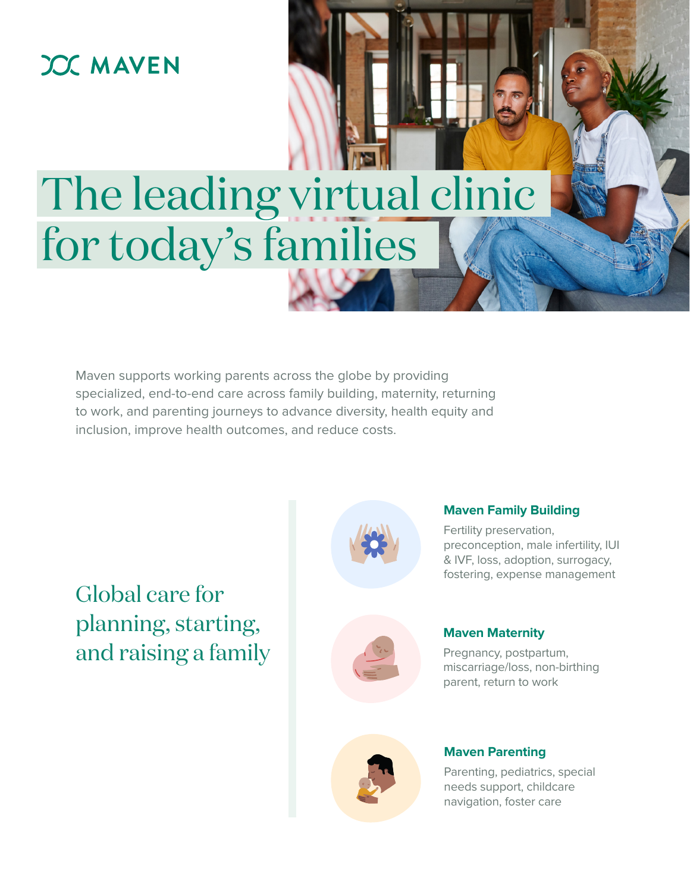MAVEN

# The leading virtual clinic for today's families

Maven supports working parents across the globe by providing specialized, end-to-end care across family building, maternity, returning to work, and parenting journeys to advance diversity, health equity and inclusion, improve health outcomes, and reduce costs.

## Global care for planning, starting, and raising a family

### Maven Family Building

Fertility preservation, preconception, male infertility, IUI & IVF, loss, adoption, surrogacy, fostering, expense management

### Maven Maternity

Pregnancy, postpartum, miscarriage/loss, non-birthing parent, return to work

### Maven Parenting

Parenting, pediatrics, special needs support, childcare navigation, foster care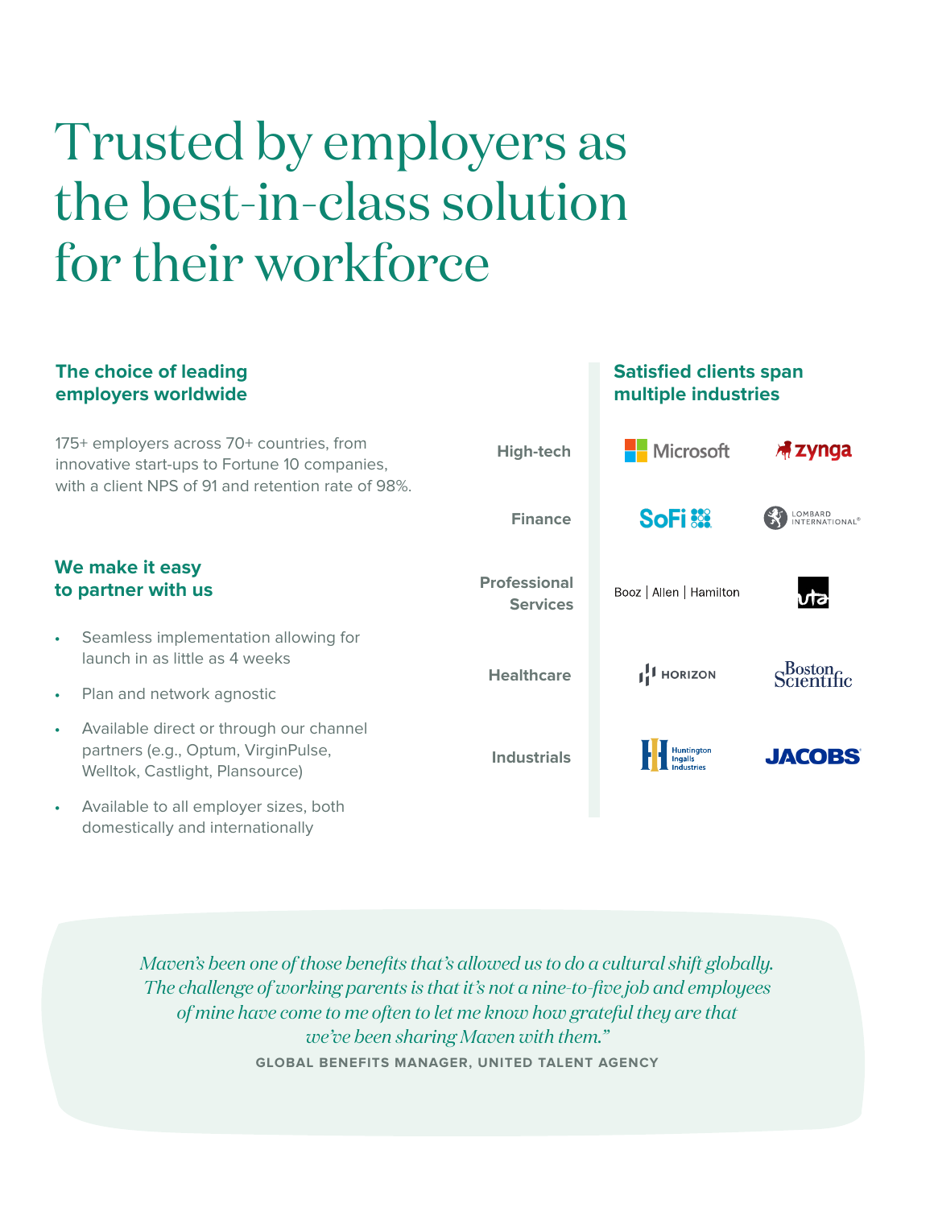# Trusted by employers as the best-in-class solution for their workforce

### The choice of leading employers worldwide

175+ employers across 70+ countries, from innovative start-ups to Fortune 10 companies, with a client NPS of 91 and retention rate of 98%.

### We make it easy to partner with us

- Seamless implementation allowing for launch in as little as 4 weeks
- Plan and network agnostic
- Available direct or through our channel partners (e.g., Optum, VirginPulse, Welltok, Castlight, Plansource)
- Available to all employer sizes, both domestically and internationally

### Satisfied clients span multiple industries

| Industry | Clients | |
|---|---|---|
| High-tech | Microsoft | zynga |
| Finance | SoFi | Lombard International |
| Professional Services | Booz \| Allen \| Hamilton | uta |
| Healthcare | Horizon | Boston Scientific |
| Industrials | Huntington Ingalls Industries | JACOBS |

*Maven's been one of those benefits that's allowed us to do a cultural shift globally. The challenge of working parents is that it's not a nine-to-five job and employees of mine have come to me often to let me know how grateful they are that we've been sharing Maven with them."*

**GLOBAL BENEFITS MANAGER, UNITED TALENT AGENCY**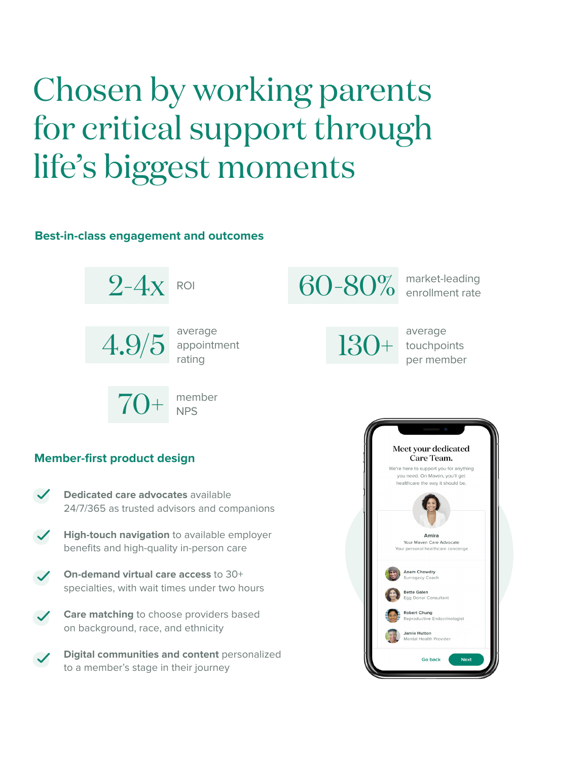# Chosen by working parents for critical support through life's biggest moments

## Best-in-class engagement and outcomes

**2-4x** ROI

**60-80%** market-leading enrollment rate

**4.9/5** average appointment rating

**130+** average touchpoints per member

**70+** member NPS

## Member-first product design

- **Dedicated care advocates** available 24/7/365 as trusted advisors and companions
- **High-touch navigation** to available employer benefits and high-quality in-person care
- **On-demand virtual care access** to 30+ specialties, with wait times under two hours
- **Care matching** to choose providers based on background, race, and ethnicity
- **Digital communities and content** personalized to a member's stage in their journey

Meet your dedicated Care Team.

We're here to support you for anything you need. On Maven, you'll get healthcare the way it should be.

Amira
Your Maven Care Advocate
Your personal healthcare concierge

Anam Chowdry
Surrogacy Coach

Bette Galen
Egg Donor Consultant

Robert Chung
Reproductive Endocrinologist

Jamie Hutton
Mental Health Provider

Go back
Next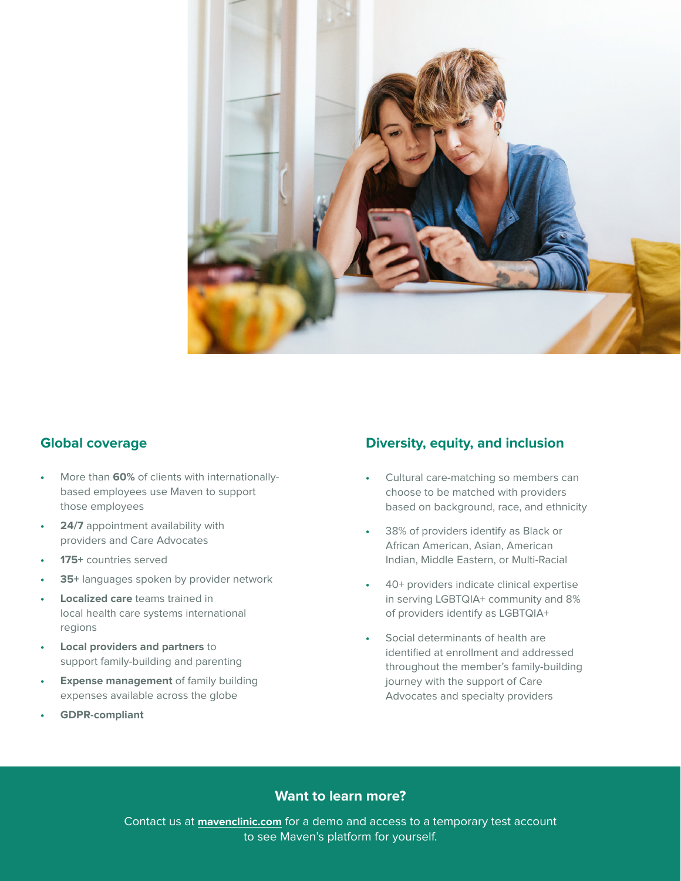## Global coverage

- More than **60%** of clients with internationally-based employees use Maven to support those employees
- **24/7** appointment availability with providers and Care Advocates
- **175+** countries served
- **35+** languages spoken by provider network
- **Localized care** teams trained in local health care systems international regions
- **Local providers and partners** to support family-building and parenting
- **Expense management** of family building expenses available across the globe
- **GDPR-compliant**

## Diversity, equity, and inclusion

- Cultural care-matching so members can choose to be matched with providers based on background, race, and ethnicity
- 38% of providers identify as Black or African American, Asian, American Indian, Middle Eastern, or Multi-Racial
- 40+ providers indicate clinical expertise in serving LGBTQIA+ community and 8% of providers identify as LGBTQIA+
- Social determinants of health are identified at enrollment and addressed throughout the member's family-building journey with the support of Care Advocates and specialty providers

## Want to learn more?

Contact us at **mavenclinic.com** for a demo and access to a temporary test account to see Maven's platform for yourself.